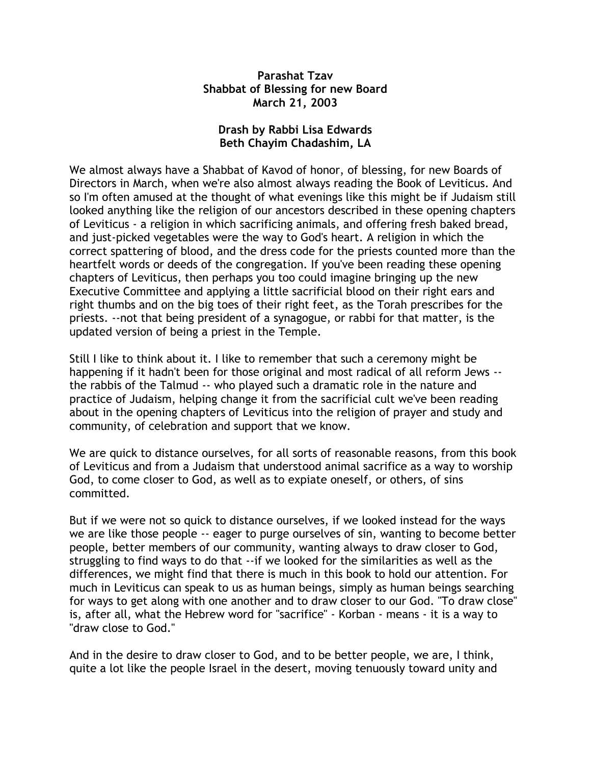**Parashat Tzav**
**Shabbat of Blessing for new Board**
**March 21, 2003**

**Drash by Rabbi Lisa Edwards**
**Beth Chayim Chadashim, LA**

We almost always have a Shabbat of Kavod of honor, of blessing, for new Boards of Directors in March, when we're also almost always reading the Book of Leviticus. And so I'm often amused at the thought of what evenings like this might be if Judaism still looked anything like the religion of our ancestors described in these opening chapters of Leviticus - a religion in which sacrificing animals, and offering fresh baked bread, and just-picked vegetables were the way to God's heart. A religion in which the correct spattering of blood, and the dress code for the priests counted more than the heartfelt words or deeds of the congregation. If you've been reading these opening chapters of Leviticus, then perhaps you too could imagine bringing up the new Executive Committee and applying a little sacrificial blood on their right ears and right thumbs and on the big toes of their right feet, as the Torah prescribes for the priests. --not that being president of a synagogue, or rabbi for that matter, is the updated version of being a priest in the Temple.

Still I like to think about it. I like to remember that such a ceremony might be happening if it hadn't been for those original and most radical of all reform Jews -- the rabbis of the Talmud -- who played such a dramatic role in the nature and practice of Judaism, helping change it from the sacrificial cult we've been reading about in the opening chapters of Leviticus into the religion of prayer and study and community, of celebration and support that we know.

We are quick to distance ourselves, for all sorts of reasonable reasons, from this book of Leviticus and from a Judaism that understood animal sacrifice as a way to worship God, to come closer to God, as well as to expiate oneself, or others, of sins committed.

But if we were not so quick to distance ourselves, if we looked instead for the ways we are like those people -- eager to purge ourselves of sin, wanting to become better people, better members of our community, wanting always to draw closer to God, struggling to find ways to do that --if we looked for the similarities as well as the differences, we might find that there is much in this book to hold our attention. For much in Leviticus can speak to us as human beings, simply as human beings searching for ways to get along with one another and to draw closer to our God. "To draw close" is, after all, what the Hebrew word for "sacrifice" - Korban - means - it is a way to "draw close to God."

And in the desire to draw closer to God, and to be better people, we are, I think, quite a lot like the people Israel in the desert, moving tenuously toward unity and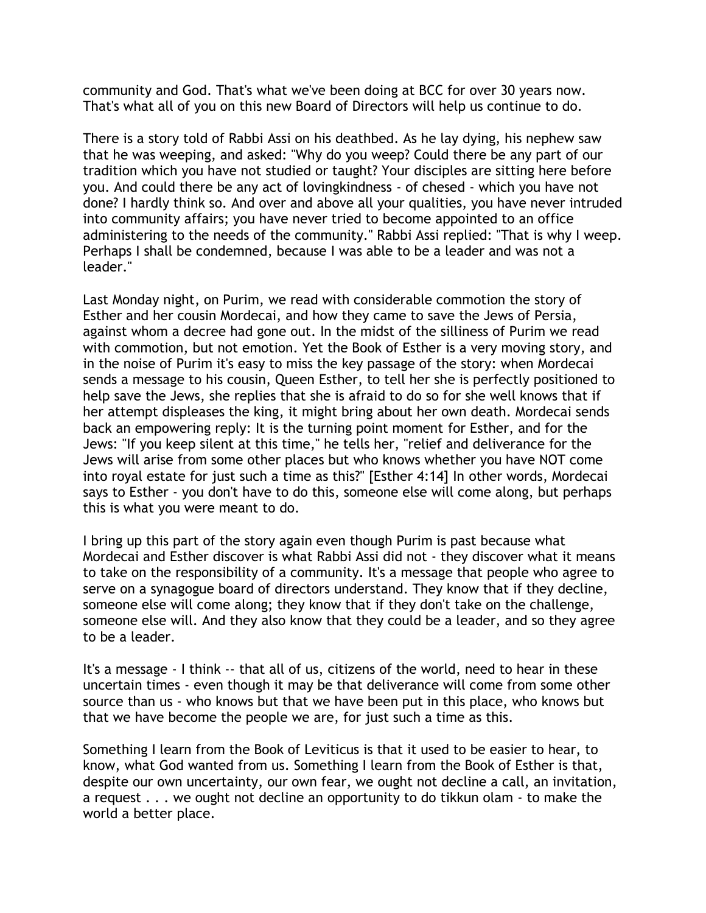community and God. That's what we've been doing at BCC for over 30 years now. That's what all of you on this new Board of Directors will help us continue to do.

There is a story told of Rabbi Assi on his deathbed. As he lay dying, his nephew saw that he was weeping, and asked: "Why do you weep? Could there be any part of our tradition which you have not studied or taught? Your disciples are sitting here before you. And could there be any act of lovingkindness - of chesed - which you have not done? I hardly think so. And over and above all your qualities, you have never intruded into community affairs; you have never tried to become appointed to an office administering to the needs of the community." Rabbi Assi replied: "That is why I weep. Perhaps I shall be condemned, because I was able to be a leader and was not a leader."

Last Monday night, on Purim, we read with considerable commotion the story of Esther and her cousin Mordecai, and how they came to save the Jews of Persia, against whom a decree had gone out. In the midst of the silliness of Purim we read with commotion, but not emotion. Yet the Book of Esther is a very moving story, and in the noise of Purim it's easy to miss the key passage of the story: when Mordecai sends a message to his cousin, Queen Esther, to tell her she is perfectly positioned to help save the Jews, she replies that she is afraid to do so for she well knows that if her attempt displeases the king, it might bring about her own death. Mordecai sends back an empowering reply: It is the turning point moment for Esther, and for the Jews: "If you keep silent at this time," he tells her, "relief and deliverance for the Jews will arise from some other places but who knows whether you have NOT come into royal estate for just such a time as this?" [Esther 4:14] In other words, Mordecai says to Esther - you don't have to do this, someone else will come along, but perhaps this is what you were meant to do.

I bring up this part of the story again even though Purim is past because what Mordecai and Esther discover is what Rabbi Assi did not - they discover what it means to take on the responsibility of a community. It's a message that people who agree to serve on a synagogue board of directors understand. They know that if they decline, someone else will come along; they know that if they don't take on the challenge, someone else will. And they also know that they could be a leader, and so they agree to be a leader.

It's a message - I think -- that all of us, citizens of the world, need to hear in these uncertain times - even though it may be that deliverance will come from some other source than us - who knows but that we have been put in this place, who knows but that we have become the people we are, for just such a time as this.

Something I learn from the Book of Leviticus is that it used to be easier to hear, to know, what God wanted from us. Something I learn from the Book of Esther is that, despite our own uncertainty, our own fear, we ought not decline a call, an invitation, a request . . . we ought not decline an opportunity to do tikkun olam - to make the world a better place.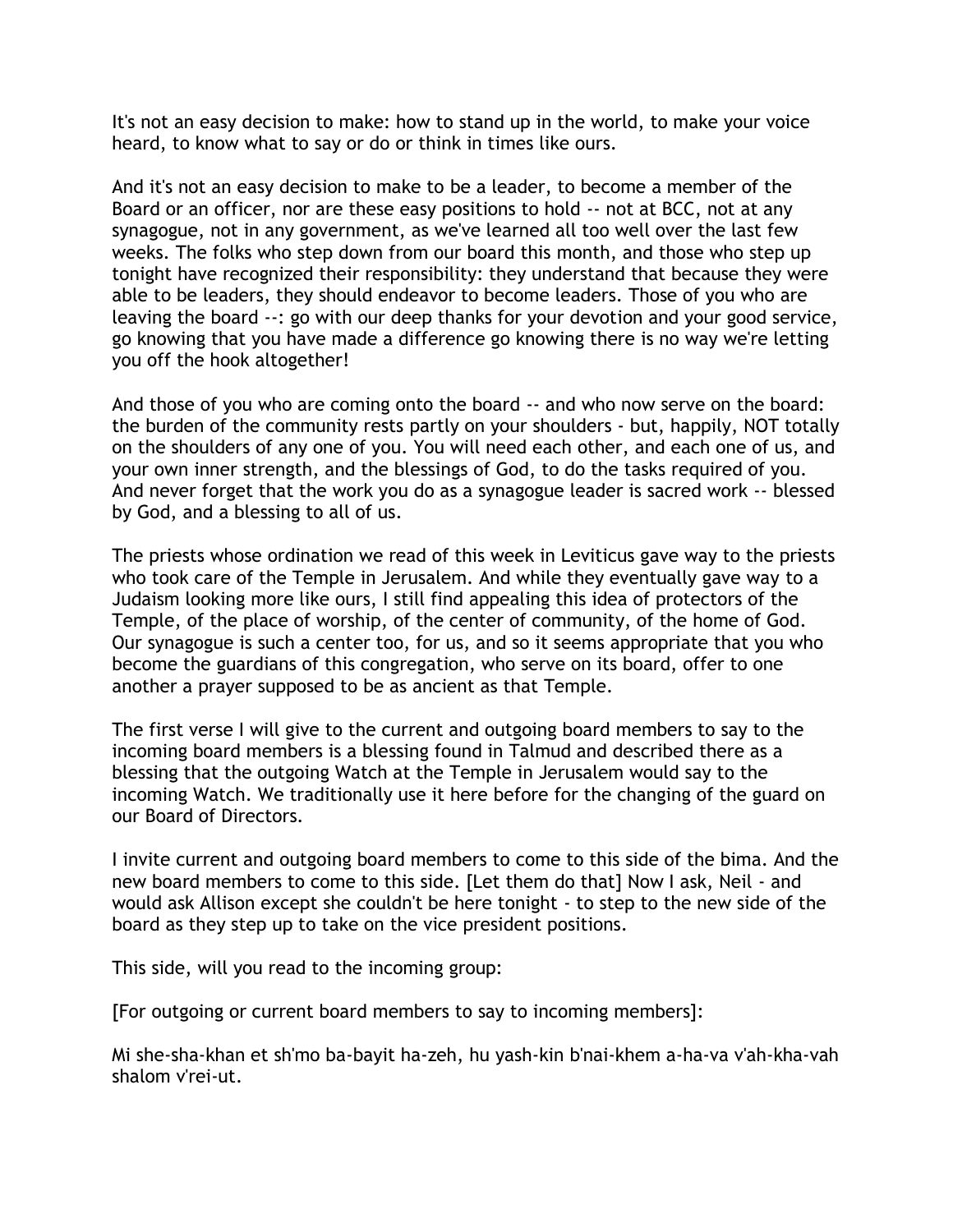It's not an easy decision to make: how to stand up in the world, to make your voice heard, to know what to say or do or think in times like ours.

And it's not an easy decision to make to be a leader, to become a member of the Board or an officer, nor are these easy positions to hold -- not at BCC, not at any synagogue, not in any government, as we've learned all too well over the last few weeks. The folks who step down from our board this month, and those who step up tonight have recognized their responsibility: they understand that because they were able to be leaders, they should endeavor to become leaders. Those of you who are leaving the board --: go with our deep thanks for your devotion and your good service, go knowing that you have made a difference go knowing there is no way we're letting you off the hook altogether!

And those of you who are coming onto the board -- and who now serve on the board: the burden of the community rests partly on your shoulders - but, happily, NOT totally on the shoulders of any one of you. You will need each other, and each one of us, and your own inner strength, and the blessings of God, to do the tasks required of you. And never forget that the work you do as a synagogue leader is sacred work -- blessed by God, and a blessing to all of us.

The priests whose ordination we read of this week in Leviticus gave way to the priests who took care of the Temple in Jerusalem. And while they eventually gave way to a Judaism looking more like ours, I still find appealing this idea of protectors of the Temple, of the place of worship, of the center of community, of the home of God. Our synagogue is such a center too, for us, and so it seems appropriate that you who become the guardians of this congregation, who serve on its board, offer to one another a prayer supposed to be as ancient as that Temple.

The first verse I will give to the current and outgoing board members to say to the incoming board members is a blessing found in Talmud and described there as a blessing that the outgoing Watch at the Temple in Jerusalem would say to the incoming Watch. We traditionally use it here before for the changing of the guard on our Board of Directors.

I invite current and outgoing board members to come to this side of the bima. And the new board members to come to this side. [Let them do that] Now I ask, Neil - and would ask Allison except she couldn't be here tonight - to step to the new side of the board as they step up to take on the vice president positions.

This side, will you read to the incoming group:

[For outgoing or current board members to say to incoming members]:

Mi she-sha-khan et sh'mo ba-bayit ha-zeh, hu yash-kin b'nai-khem a-ha-va v'ah-kha-vah shalom v'rei-ut.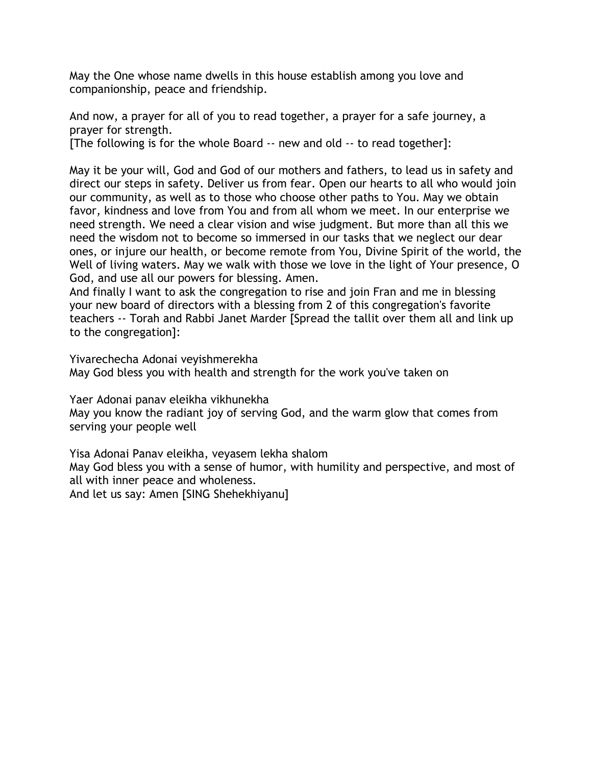May the One whose name dwells in this house establish among you love and companionship, peace and friendship.

And now, a prayer for all of you to read together, a prayer for a safe journey, a prayer for strength.
[The following is for the whole Board -- new and old -- to read together]:

May it be your will, God and God of our mothers and fathers, to lead us in safety and direct our steps in safety. Deliver us from fear. Open our hearts to all who would join our community, as well as to those who choose other paths to You. May we obtain favor, kindness and love from You and from all whom we meet. In our enterprise we need strength. We need a clear vision and wise judgment. But more than all this we need the wisdom not to become so immersed in our tasks that we neglect our dear ones, or injure our health, or become remote from You, Divine Spirit of the world, the Well of living waters. May we walk with those we love in the light of Your presence, O God, and use all our powers for blessing. Amen.
And finally I want to ask the congregation to rise and join Fran and me in blessing your new board of directors with a blessing from 2 of this congregation's favorite teachers -- Torah and Rabbi Janet Marder [Spread the tallit over them all and link up to the congregation]:

Yivarechecha Adonai veyishmerekha
May God bless you with health and strength for the work you've taken on

Yaer Adonai panav eleikha vikhunekha
May you know the radiant joy of serving God, and the warm glow that comes from serving your people well

Yisa Adonai Panav eleikha, veyasem lekha shalom
May God bless you with a sense of humor, with humility and perspective, and most of all with inner peace and wholeness.
And let us say: Amen [SING Shehekhiyanu]